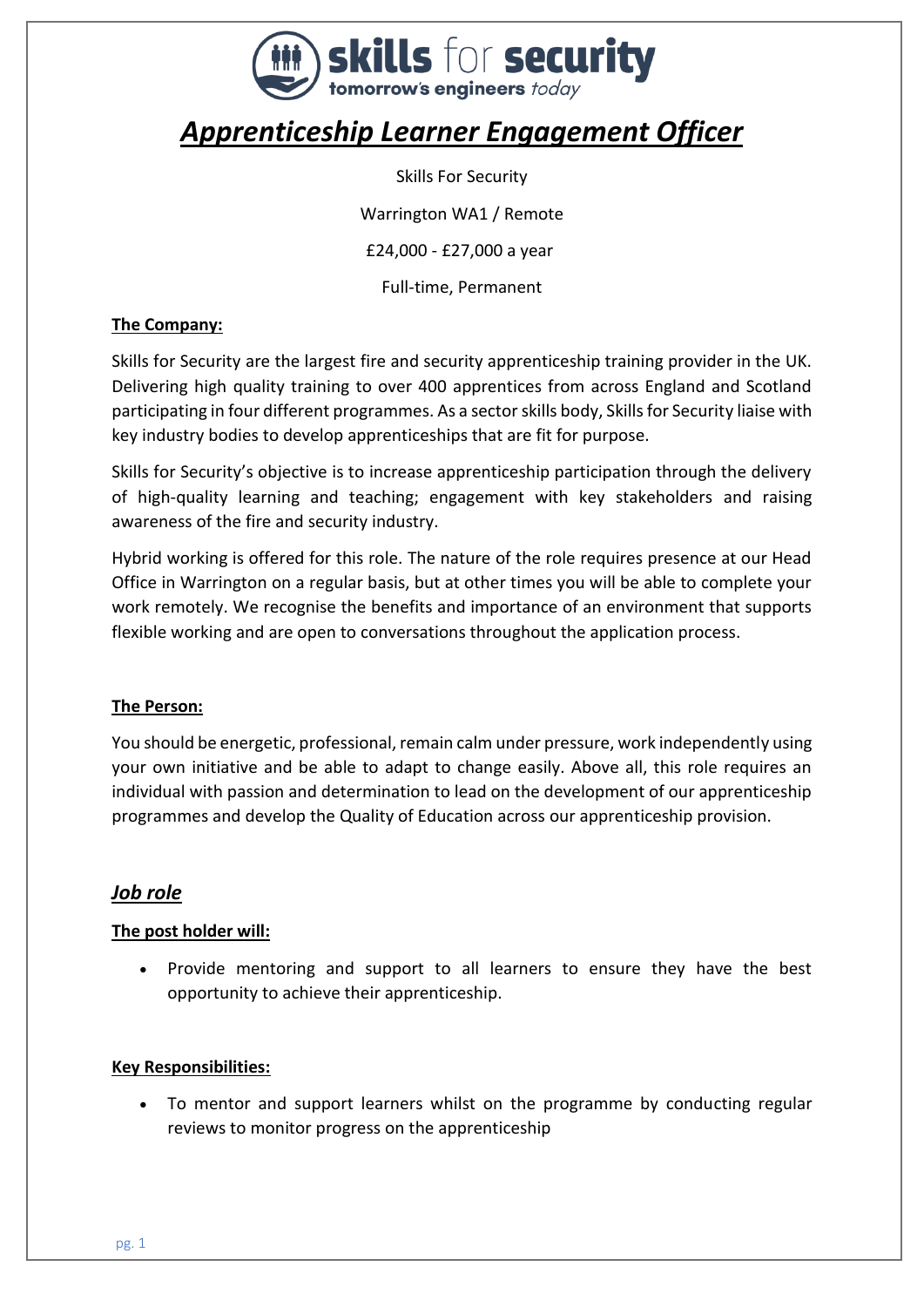# *Apprenticeship Learner Engagement Officer*

Skills For Security

Warrington WA1 / Remote

£24,000 - £27,000 a year

Full-time, Permanent

**The Company:**

Skills for Security are the largest fire and security apprenticeship training provider in the UK. Delivering high quality training to over 400 apprentices from across England and Scotland participating in four different programmes. As a sector skills body, Skills for Security liaise with key industry bodies to develop apprenticeships that are fit for purpose.

Skills for Security's objective is to increase apprenticeship participation through the delivery of high-quality learning and teaching; engagement with key stakeholders and raising awareness of the fire and security industry.

Hybrid working is offered for this role. The nature of the role requires presence at our Head Office in Warrington on a regular basis, but at other times you will be able to complete your work remotely. We recognise the benefits and importance of an environment that supports flexible working and are open to conversations throughout the application process.

**The Person:**

You should be energetic, professional, remain calm under pressure, work independently using your own initiative and be able to adapt to change easily. Above all, this role requires an individual with passion and determination to lead on the development of our apprenticeship programmes and develop the Quality of Education across our apprenticeship provision.

## *Job role*

**The post holder will:**

- Provide mentoring and support to all learners to ensure they have the best opportunity to achieve their apprenticeship.

**Key Responsibilities:**

- To mentor and support learners whilst on the programme by conducting regular reviews to monitor progress on the apprenticeship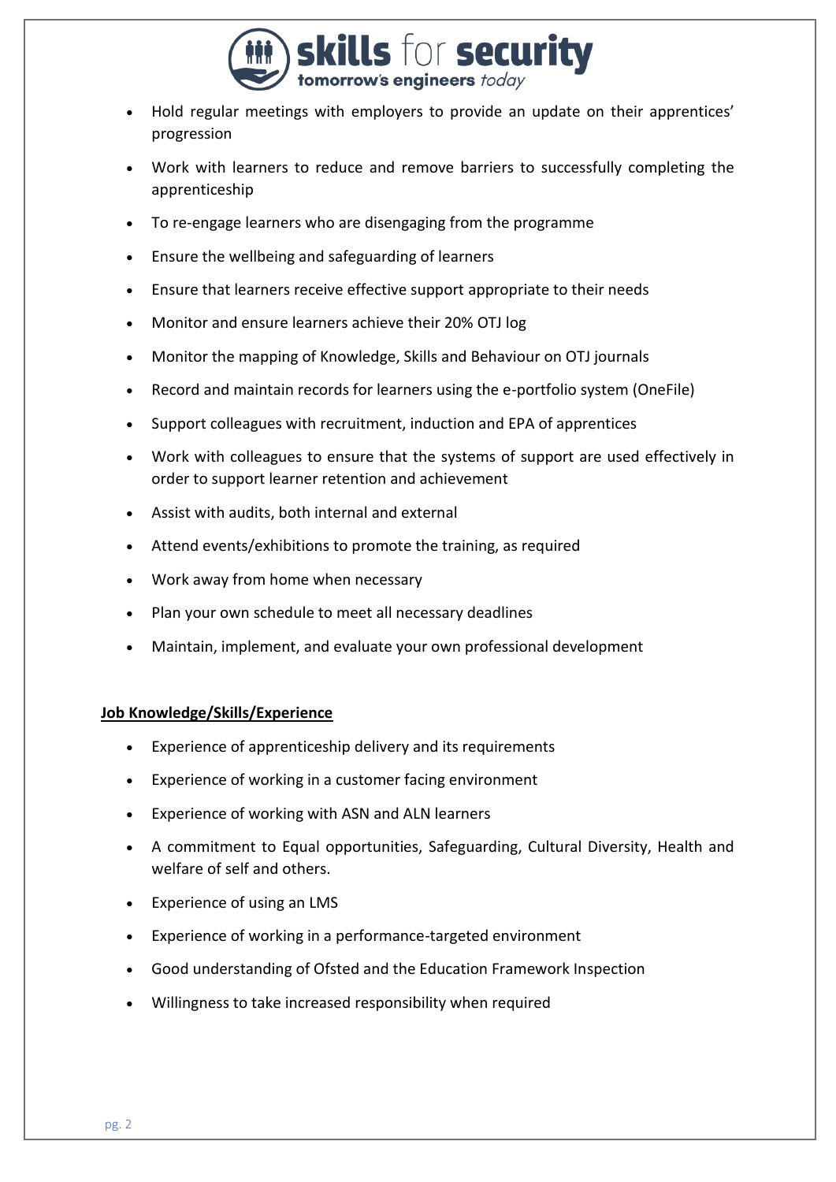- Hold regular meetings with employers to provide an update on their apprentices' progression
- Work with learners to reduce and remove barriers to successfully completing the apprenticeship
- To re-engage learners who are disengaging from the programme
- Ensure the wellbeing and safeguarding of learners
- Ensure that learners receive effective support appropriate to their needs
- Monitor and ensure learners achieve their 20% OTJ log
- Monitor the mapping of Knowledge, Skills and Behaviour on OTJ journals
- Record and maintain records for learners using the e-portfolio system (OneFile)
- Support colleagues with recruitment, induction and EPA of apprentices
- Work with colleagues to ensure that the systems of support are used effectively in order to support learner retention and achievement
- Assist with audits, both internal and external
- Attend events/exhibitions to promote the training, as required
- Work away from home when necessary
- Plan your own schedule to meet all necessary deadlines
- Maintain, implement, and evaluate your own professional development

**Job Knowledge/Skills/Experience**

- Experience of apprenticeship delivery and its requirements
- Experience of working in a customer facing environment
- Experience of working with ASN and ALN learners
- A commitment to Equal opportunities, Safeguarding, Cultural Diversity, Health and welfare of self and others.
- Experience of using an LMS
- Experience of working in a performance-targeted environment
- Good understanding of Ofsted and the Education Framework Inspection
- Willingness to take increased responsibility when required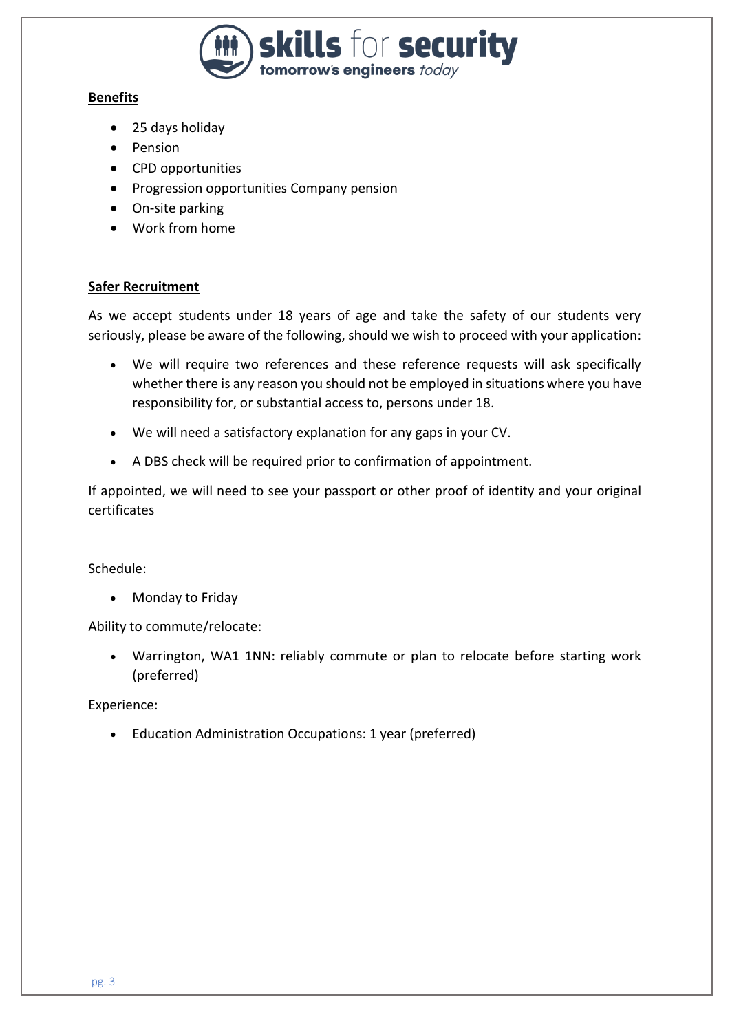**Benefits**

- 25 days holiday
- Pension
- CPD opportunities
- Progression opportunities Company pension
- On-site parking
- Work from home

**Safer Recruitment**

As we accept students under 18 years of age and take the safety of our students very seriously, please be aware of the following, should we wish to proceed with your application:

- We will require two references and these reference requests will ask specifically whether there is any reason you should not be employed in situations where you have responsibility for, or substantial access to, persons under 18.
- We will need a satisfactory explanation for any gaps in your CV.
- A DBS check will be required prior to confirmation of appointment.

If appointed, we will need to see your passport or other proof of identity and your original certificates

Schedule:

- Monday to Friday

Ability to commute/relocate:

- Warrington, WA1 1NN: reliably commute or plan to relocate before starting work (preferred)

Experience:

- Education Administration Occupations: 1 year (preferred)